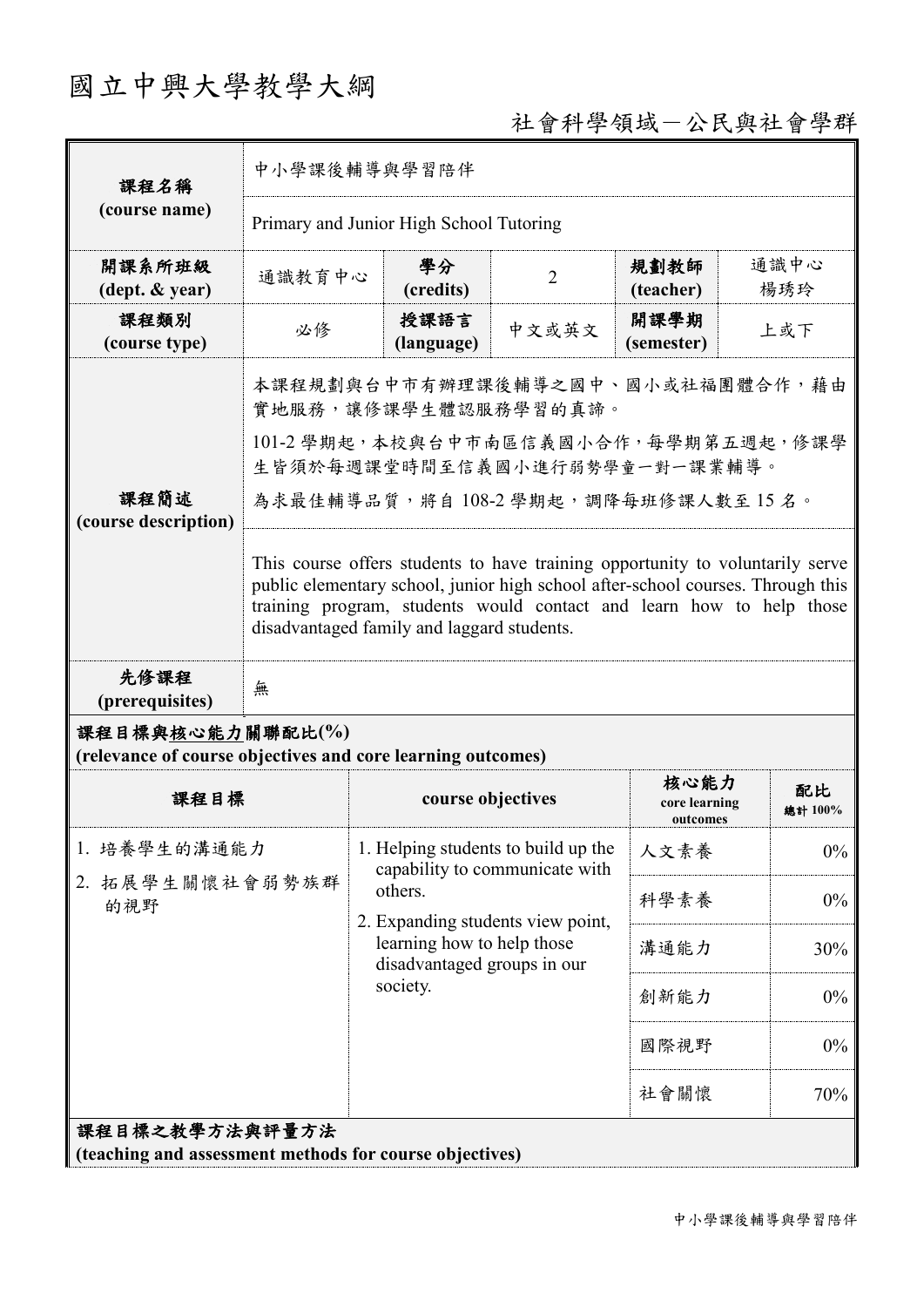# 國立中興大學教學大綱

社會科學領域－公民與社會學群

| 課程名稱 (course name) | 中小學課後輔導與學習陪伴 | | | | |
|---|---|---|---|---|---|
| | Primary and Junior High School Tutoring | | | | |
| 開課系所班級 (dept. & year) | 通識教育中心 | 學分 (credits) | 2 | 規劃教師 (teacher) | 通識中心 楊琇玲 |
| 課程類別 (course type) | 必修 | 授課語言 (language) | 中文或英文 | 開課學期 (semester) | 上或下 |
| 課程簡述 (course description) | 本課程規劃與台中市有辦理課後輔導之國中、國小或社福團體合作，藉由實地服務，讓修課學生體認服務學習的真諦。<br>101-2 學期起，本校與台中市南區信義國小合作，每學期第五週起，修課學生皆須於每週課堂時間至信義國小進行弱勢學童一對一課業輔導。<br>為求最佳輔導品質，將自 108-2 學期起，調降每班修課人數至 15 名。<br><br>This course offers students to have training opportunity to voluntarily serve public elementary school, junior high school after-school courses. Through this training program, students would contact and learn how to help those disadvantaged family and laggard students. | | | | |
| 先修課程 (prerequisites) | 無 | | | | |

**課程目標與核心能力關聯配比(%)**
**(relevance of course objectives and core learning outcomes)**

| 課程目標 | course objectives | 核心能力 core learning outcomes | 配比 總計 100% |
|---|---|---|---|
| 1. 培養學生的溝通能力<br>2. 拓展學生關懷社會弱勢族群的視野 | 1. Helping students to build up the capability to communicate with others.<br>2. Expanding students view point, learning how to help those disadvantaged groups in our society. | 人文素養 | 0% |
| | | 科學素養 | 0% |
| | | 溝通能力 | 30% |
| | | 創新能力 | 0% |
| | | 國際視野 | 0% |
| | | 社會關懷 | 70% |

**課程目標之教學方法與評量方法**
**(teaching and assessment methods for course objectives)**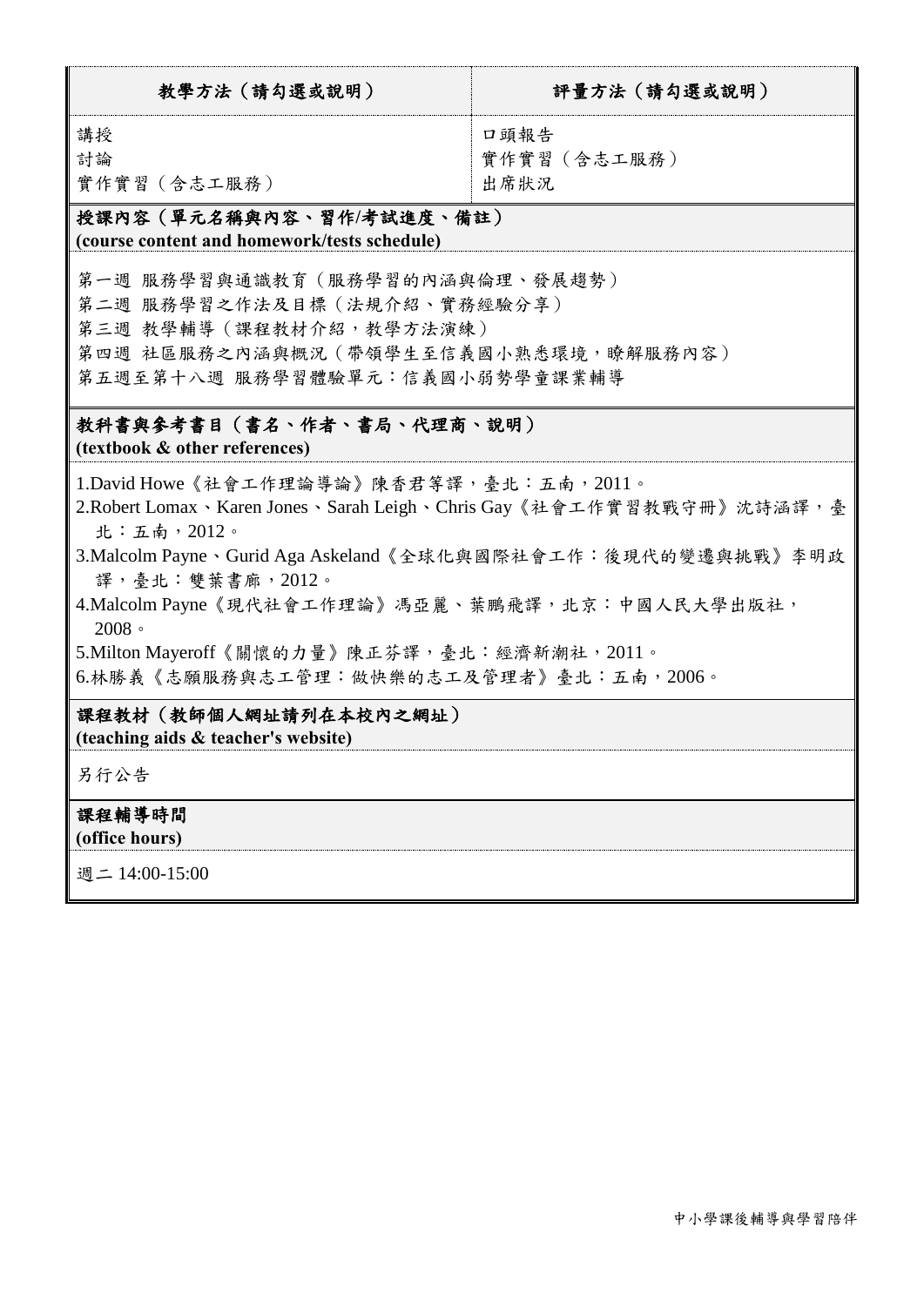| 教學方法（請勾選或說明） | 評量方法（請勾選或說明） |
|---|---|
| 講授<br>討論<br>實作實習（含志工服務） | 口頭報告<br>實作實習（含志工服務）<br>出席狀況 |

**授課內容（單元名稱與內容、習作/考試進度、備註）**
**(course content and homework/tests schedule)**

第一週 服務學習與通識教育（服務學習的內涵與倫理、發展趨勢）
第二週 服務學習之作法及目標（法規介紹、實務經驗分享）
第三週 教學輔導（課程教材介紹，教學方法演練）
第四週 社區服務之內涵與概況（帶領學生至信義國小熟悉環境，瞭解服務內容）
第五週至第十八週 服務學習體驗單元：信義國小弱勢學童課業輔導

**教科書與參考書目（書名、作者、書局、代理商、說明）**
**(textbook & other references)**

1.David Howe《社會工作理論導論》陳香君等譯，臺北：五南，2011。
2.Robert Lomax、Karen Jones、Sarah Leigh、Chris Gay《社會工作實習教戰守冊》沈詩涵譯，臺北：五南，2012。
3.Malcolm Payne、Gurid Aga Askeland《全球化與國際社會工作：後現代的變遷與挑戰》李明政譯，臺北：雙葉書廊，2012。
4.Malcolm Payne《現代社會工作理論》馮亞麗、葉鵬飛譯，北京：中國人民大學出版社，2008。
5.Milton Mayeroff《關懷的力量》陳正芬譯，臺北：經濟新潮社，2011。
6.林勝義《志願服務與志工管理：做快樂的志工及管理者》臺北：五南，2006。

**課程教材（教師個人網址請列在本校內之網址）**
**(teaching aids & teacher's website)**

另行公告

**課程輔導時間**
**(office hours)**

週二 14:00-15:00